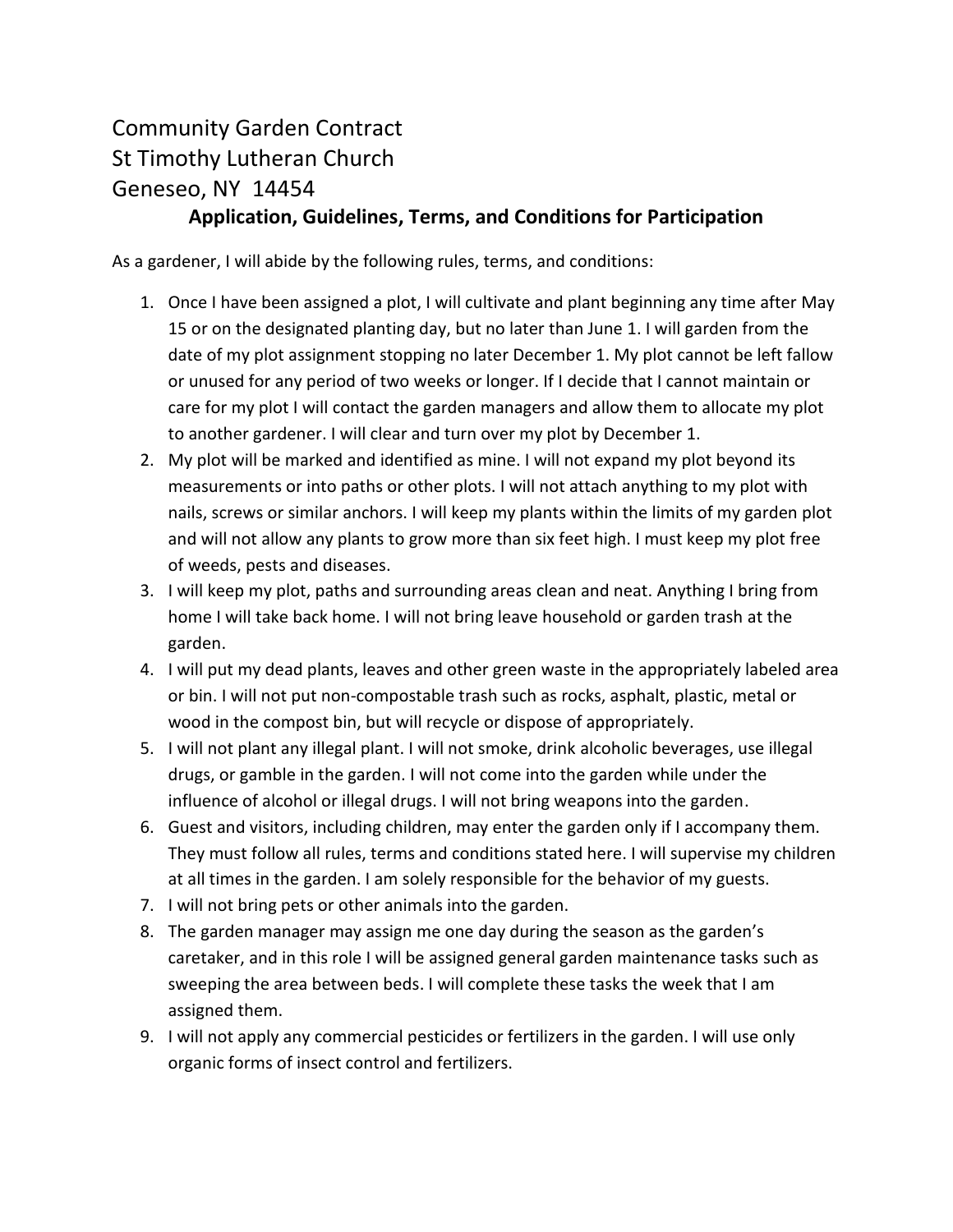# Community Garden Contract
# St Timothy Lutheran Church
# Geneseo, NY 14454

## Application, Guidelines, Terms, and Conditions for Participation

As a gardener, I will abide by the following rules, terms, and conditions:

1. Once I have been assigned a plot, I will cultivate and plant beginning any time after May 15 or on the designated planting day, but no later than June 1. I will garden from the date of my plot assignment stopping no later December 1. My plot cannot be left fallow or unused for any period of two weeks or longer. If I decide that I cannot maintain or care for my plot I will contact the garden managers and allow them to allocate my plot to another gardener. I will clear and turn over my plot by December 1.
2. My plot will be marked and identified as mine. I will not expand my plot beyond its measurements or into paths or other plots. I will not attach anything to my plot with nails, screws or similar anchors. I will keep my plants within the limits of my garden plot and will not allow any plants to grow more than six feet high. I must keep my plot free of weeds, pests and diseases.
3. I will keep my plot, paths and surrounding areas clean and neat. Anything I bring from home I will take back home. I will not bring leave household or garden trash at the garden.
4. I will put my dead plants, leaves and other green waste in the appropriately labeled area or bin. I will not put non-compostable trash such as rocks, asphalt, plastic, metal or wood in the compost bin, but will recycle or dispose of appropriately.
5. I will not plant any illegal plant. I will not smoke, drink alcoholic beverages, use illegal drugs, or gamble in the garden. I will not come into the garden while under the influence of alcohol or illegal drugs. I will not bring weapons into the garden.
6. Guest and visitors, including children, may enter the garden only if I accompany them. They must follow all rules, terms and conditions stated here. I will supervise my children at all times in the garden. I am solely responsible for the behavior of my guests.
7. I will not bring pets or other animals into the garden.
8. The garden manager may assign me one day during the season as the garden's caretaker, and in this role I will be assigned general garden maintenance tasks such as sweeping the area between beds. I will complete these tasks the week that I am assigned them.
9. I will not apply any commercial pesticides or fertilizers in the garden. I will use only organic forms of insect control and fertilizers.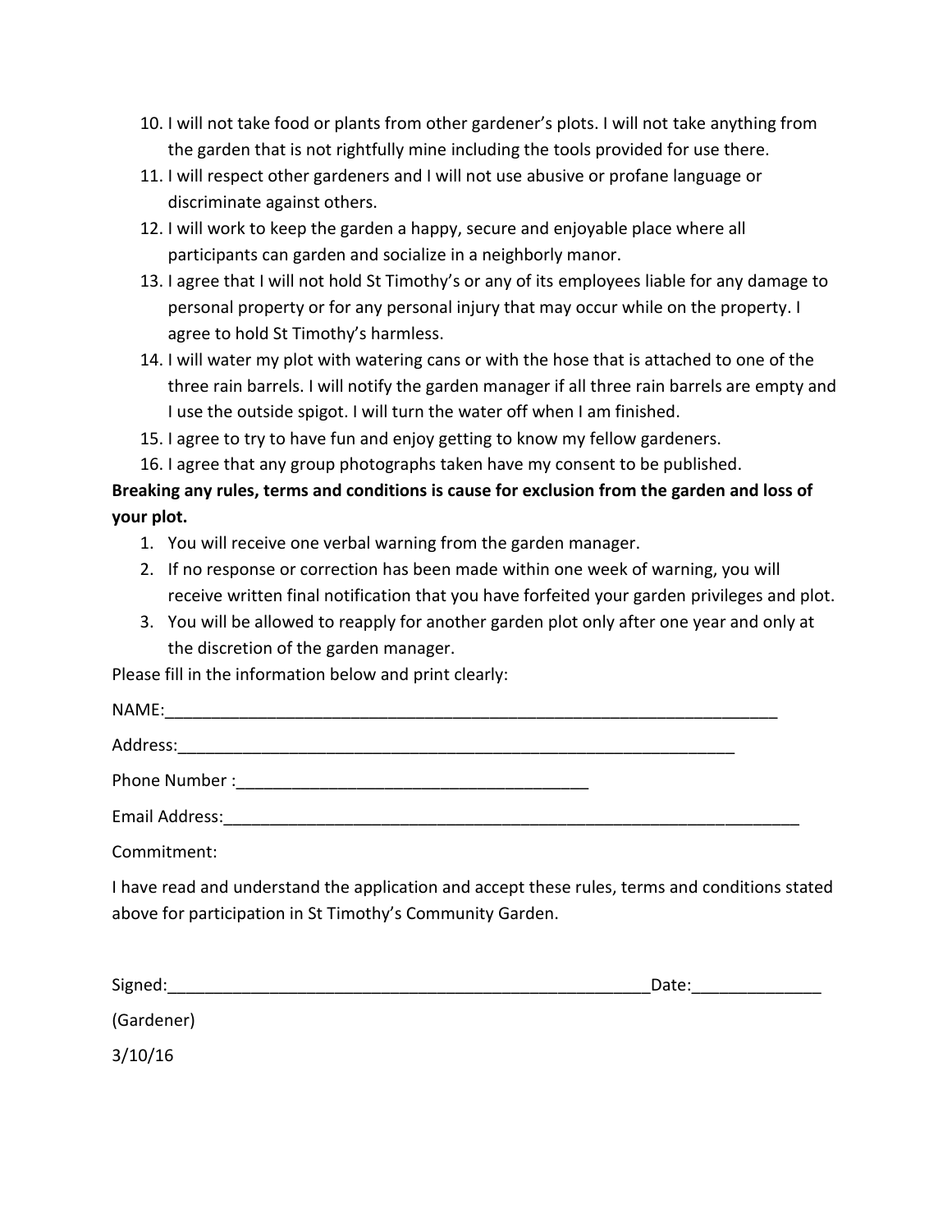10. I will not take food or plants from other gardener's plots. I will not take anything from the garden that is not rightfully mine including the tools provided for use there.
11. I will respect other gardeners and I will not use abusive or profane language or discriminate against others.
12. I will work to keep the garden a happy, secure and enjoyable place where all participants can garden and socialize in a neighborly manor.
13. I agree that I will not hold St Timothy's or any of its employees liable for any damage to personal property or for any personal injury that may occur while on the property. I agree to hold St Timothy's harmless.
14. I will water my plot with watering cans or with the hose that is attached to one of the three rain barrels. I will notify the garden manager if all three rain barrels are empty and I use the outside spigot. I will turn the water off when I am finished.
15. I agree to try to have fun and enjoy getting to know my fellow gardeners.
16. I agree that any group photographs taken have my consent to be published.

**Breaking any rules, terms and conditions is cause for exclusion from the garden and loss of your plot.**

1. You will receive one verbal warning from the garden manager.
2. If no response or correction has been made within one week of warning, you will receive written final notification that you have forfeited your garden privileges and plot.
3. You will be allowed to reapply for another garden plot only after one year and only at the discretion of the garden manager.

Please fill in the information below and print clearly:

NAME:______________________________________________________________________

Address:_______________________________________________________________

Phone Number :______________________________________

Email Address:______________________________________________________________

Commitment:

I have read and understand the application and accept these rules, terms and conditions stated above for participation in St Timothy's Community Garden.

Signed:______________________________________________________Date:______________

(Gardener)

3/10/16